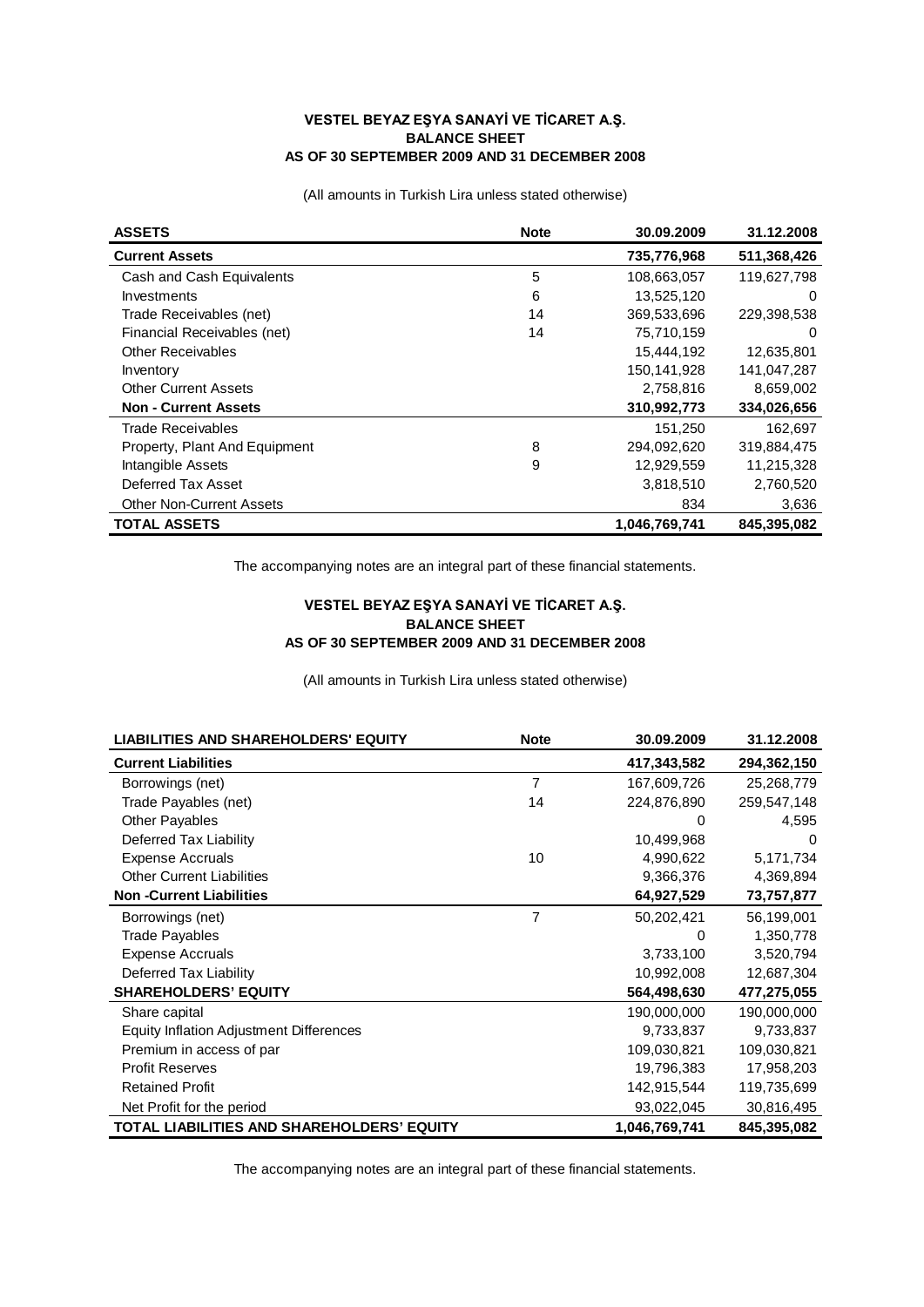**VESTEL BEYAZ EŞYA SANAYİ VE TİCARET A.Ş.**
**BALANCE SHEET**
**AS OF 30 SEPTEMBER 2009 AND 31 DECEMBER 2008**

(All amounts in Turkish Lira unless stated otherwise)

| ASSETS | Note | 30.09.2009 | 31.12.2008 |
|---|---|---|---|
| **Current Assets** | | **735,776,968** | **511,368,426** |
| Cash and Cash Equivalents | 5 | 108,663,057 | 119,627,798 |
| Investments | 6 | 13,525,120 | 0 |
| Trade Receivables (net) | 14 | 369,533,696 | 229,398,538 |
| Financial Receivables (net) | 14 | 75,710,159 | 0 |
| Other Receivables | | 15,444,192 | 12,635,801 |
| Inventory | | 150,141,928 | 141,047,287 |
| Other Current Assets | | 2,758,816 | 8,659,002 |
| **Non - Current Assets** | | **310,992,773** | **334,026,656** |
| Trade Receivables | | 151,250 | 162,697 |
| Property, Plant And Equipment | 8 | 294,092,620 | 319,884,475 |
| Intangible Assets | 9 | 12,929,559 | 11,215,328 |
| Deferred Tax Asset | | 3,818,510 | 2,760,520 |
| Other Non-Current Assets | | 834 | 3,636 |
| **TOTAL ASSETS** | | **1,046,769,741** | **845,395,082** |

The accompanying notes are an integral part of these financial statements.

**VESTEL BEYAZ EŞYA SANAYİ VE TİCARET A.Ş.**
**BALANCE SHEET**
**AS OF 30 SEPTEMBER 2009 AND 31 DECEMBER 2008**

(All amounts in Turkish Lira unless stated otherwise)

| LIABILITIES AND SHAREHOLDERS' EQUITY | Note | 30.09.2009 | 31.12.2008 |
|---|---|---|---|
| **Current Liabilities** | | **417,343,582** | **294,362,150** |
| Borrowings (net) | 7 | 167,609,726 | 25,268,779 |
| Trade Payables (net) | 14 | 224,876,890 | 259,547,148 |
| Other Payables | | 0 | 4,595 |
| Deferred Tax Liability | | 10,499,968 | 0 |
| Expense Accruals | 10 | 4,990,622 | 5,171,734 |
| Other Current Liabilities | | 9,366,376 | 4,369,894 |
| **Non -Current Liabilities** | | **64,927,529** | **73,757,877** |
| Borrowings (net) | 7 | 50,202,421 | 56,199,001 |
| Trade Payables | | 0 | 1,350,778 |
| Expense Accruals | | 3,733,100 | 3,520,794 |
| Deferred Tax Liability | | 10,992,008 | 12,687,304 |
| **SHAREHOLDERS' EQUITY** | | **564,498,630** | **477,275,055** |
| Share capital | | 190,000,000 | 190,000,000 |
| Equity Inflation Adjustment Differences | | 9,733,837 | 9,733,837 |
| Premium in access of par | | 109,030,821 | 109,030,821 |
| Profit Reserves | | 19,796,383 | 17,958,203 |
| Retained Profit | | 142,915,544 | 119,735,699 |
| Net Profit for the period | | 93,022,045 | 30,816,495 |
| **TOTAL LIABILITIES AND SHAREHOLDERS' EQUITY** | | **1,046,769,741** | **845,395,082** |

The accompanying notes are an integral part of these financial statements.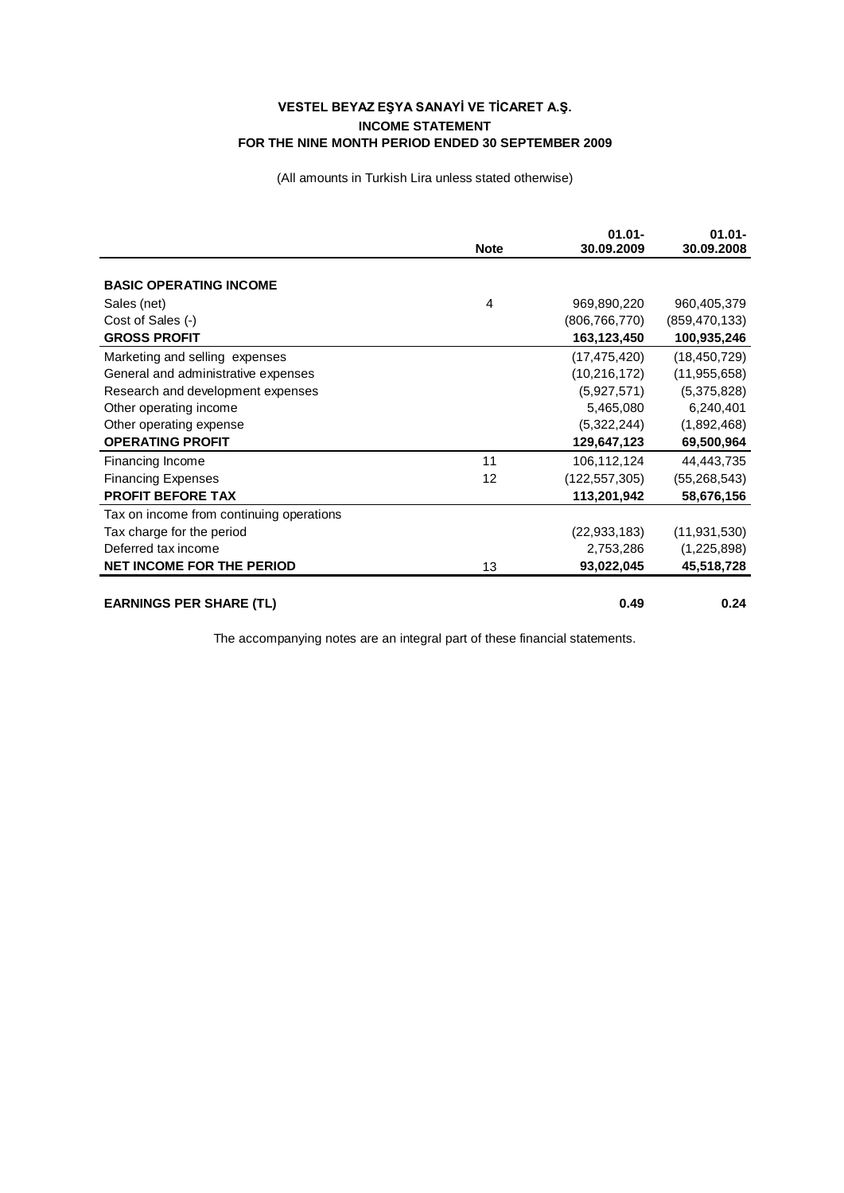# VESTEL BEYAZ EŞYA SANAYİ VE TİCARET A.Ş.

## INCOME STATEMENT

## FOR THE NINE MONTH PERIOD ENDED 30 SEPTEMBER 2009

(All amounts in Turkish Lira unless stated otherwise)

| | Note | 01.01-30.09.2009 | 01.01-30.09.2008 |
|---|---|---|---|
| **BASIC OPERATING INCOME** | | | |
| Sales (net) | 4 | 969,890,220 | 960,405,379 |
| Cost of Sales (-) | | (806,766,770) | (859,470,133) |
| **GROSS PROFIT** | | **163,123,450** | **100,935,246** |
| Marketing and selling expenses | | (17,475,420) | (18,450,729) |
| General and administrative expenses | | (10,216,172) | (11,955,658) |
| Research and development expenses | | (5,927,571) | (5,375,828) |
| Other operating income | | 5,465,080 | 6,240,401 |
| Other operating expense | | (5,322,244) | (1,892,468) |
| **OPERATING PROFIT** | | **129,647,123** | **69,500,964** |
| Financing Income | 11 | 106,112,124 | 44,443,735 |
| Financing Expenses | 12 | (122,557,305) | (55,268,543) |
| **PROFIT BEFORE TAX** | | **113,201,942** | **58,676,156** |
| Tax on income from continuing operations | | | |
| Tax charge for the period | | (22,933,183) | (11,931,530) |
| Deferred tax income | | 2,753,286 | (1,225,898) |
| **NET INCOME FOR THE PERIOD** | 13 | **93,022,045** | **45,518,728** |
| | | | |
| **EARNINGS PER SHARE (TL)** | | **0.49** | **0.24** |

The accompanying notes are an integral part of these financial statements.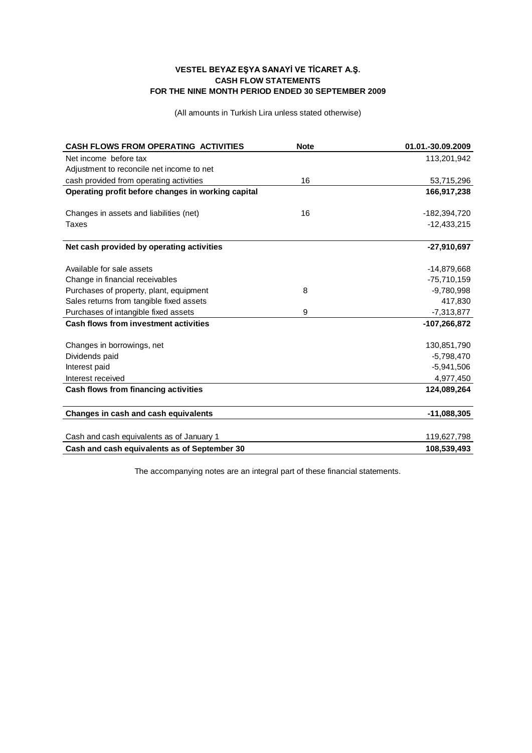**VESTEL BEYAZ EŞYA SANAYİ VE TİCARET A.Ş.**
**CASH FLOW STATEMENTS**
**FOR THE NINE MONTH PERIOD ENDED 30 SEPTEMBER 2009**

(All amounts in Turkish Lira unless stated otherwise)

| **CASH FLOWS FROM OPERATING ACTIVITIES** | **Note** | **01.01.-30.09.2009** |
|---|---|---|
| Net income before tax | | 113,201,942 |
| Adjustment to reconcile net income to net cash provided from operating activities | 16 | 53,715,296 |
| **Operating profit before changes in working capital** | | **166,917,238** |
| Changes in assets and liabilities (net) | 16 | -182,394,720 |
| Taxes | | -12,433,215 |
| **Net cash provided by operating activities** | | **-27,910,697** |
| Available for sale assets | | -14,879,668 |
| Change in financial receivables | | -75,710,159 |
| Purchases of property, plant, equipment | 8 | -9,780,998 |
| Sales returns from tangible fixed assets | | 417,830 |
| Purchases of intangible fixed assets | 9 | -7,313,877 |
| **Cash flows from investment activities** | | **-107,266,872** |
| Changes in borrowings, net | | 130,851,790 |
| Dividends paid | | -5,798,470 |
| Interest paid | | -5,941,506 |
| Interest received | | 4,977,450 |
| **Cash flows from financing activities** | | **124,089,264** |
| **Changes in cash and cash equivalents** | | **-11,088,305** |
| Cash and cash equivalents as of January 1 | | 119,627,798 |
| **Cash and cash equivalents as of September 30** | | **108,539,493** |

The accompanying notes are an integral part of these financial statements.